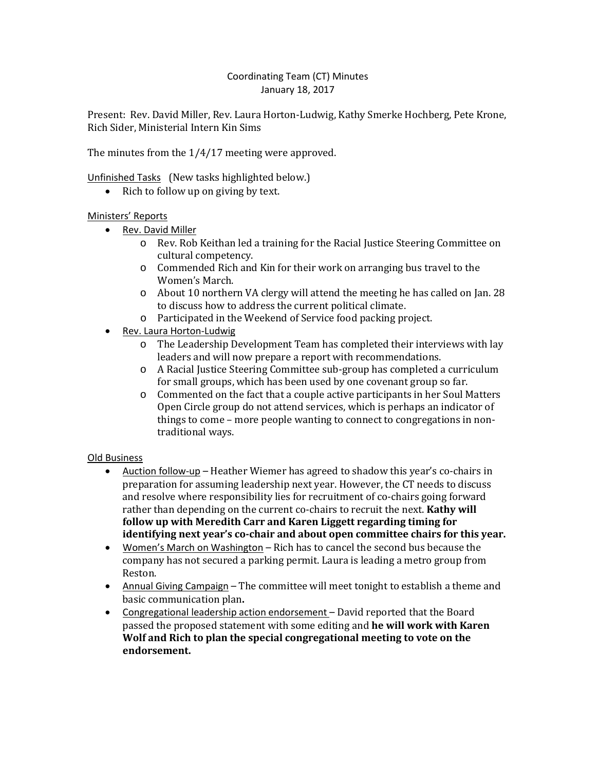Coordinating Team (CT) Minutes
January 18, 2017

Present: Rev. David Miller, Rev. Laura Horton-Ludwig, Kathy Smerke Hochberg, Pete Krone, Rich Sider, Ministerial Intern Kin Sims

The minutes from the 1/4/17 meeting were approved.

Unfinished Tasks (New tasks highlighted below.)

- Rich to follow up on giving by text.

Ministers' Reports

- Rev. David Miller
  - Rev. Rob Keithan led a training for the Racial Justice Steering Committee on cultural competency.
  - Commended Rich and Kin for their work on arranging bus travel to the Women's March.
  - About 10 northern VA clergy will attend the meeting he has called on Jan. 28 to discuss how to address the current political climate.
  - Participated in the Weekend of Service food packing project.
- Rev. Laura Horton-Ludwig
  - The Leadership Development Team has completed their interviews with lay leaders and will now prepare a report with recommendations.
  - A Racial Justice Steering Committee sub-group has completed a curriculum for small groups, which has been used by one covenant group so far.
  - Commented on the fact that a couple active participants in her Soul Matters Open Circle group do not attend services, which is perhaps an indicator of things to come – more people wanting to connect to congregations in non-traditional ways.

Old Business

- Auction follow-up – Heather Wiemer has agreed to shadow this year's co-chairs in preparation for assuming leadership next year. However, the CT needs to discuss and resolve where responsibility lies for recruitment of co-chairs going forward rather than depending on the current co-chairs to recruit the next. **Kathy will follow up with Meredith Carr and Karen Liggett regarding timing for identifying next year's co-chair and about open committee chairs for this year.**
- Women's March on Washington – Rich has to cancel the second bus because the company has not secured a parking permit. Laura is leading a metro group from Reston.
- Annual Giving Campaign – The committee will meet tonight to establish a theme and basic communication plan.
- Congregational leadership action endorsement – David reported that the Board passed the proposed statement with some editing and **he will work with Karen Wolf and Rich to plan the special congregational meeting to vote on the endorsement.**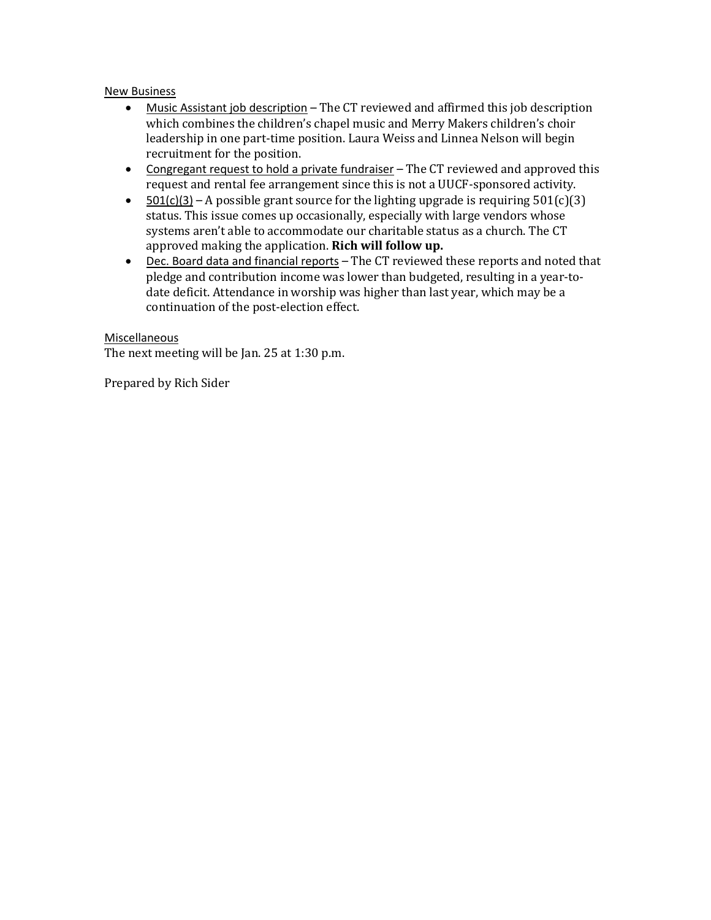New Business

- Music Assistant job description – The CT reviewed and affirmed this job description which combines the children's chapel music and Merry Makers children's choir leadership in one part-time position. Laura Weiss and Linnea Nelson will begin recruitment for the position.
- Congregant request to hold a private fundraiser – The CT reviewed and approved this request and rental fee arrangement since this is not a UUCF-sponsored activity.
- 501(c)(3) – A possible grant source for the lighting upgrade is requiring 501(c)(3) status. This issue comes up occasionally, especially with large vendors whose systems aren't able to accommodate our charitable status as a church. The CT approved making the application. **Rich will follow up.**
- Dec. Board data and financial reports – The CT reviewed these reports and noted that pledge and contribution income was lower than budgeted, resulting in a year-to-date deficit. Attendance in worship was higher than last year, which may be a continuation of the post-election effect.

Miscellaneous

The next meeting will be Jan. 25 at 1:30 p.m.

Prepared by Rich Sider